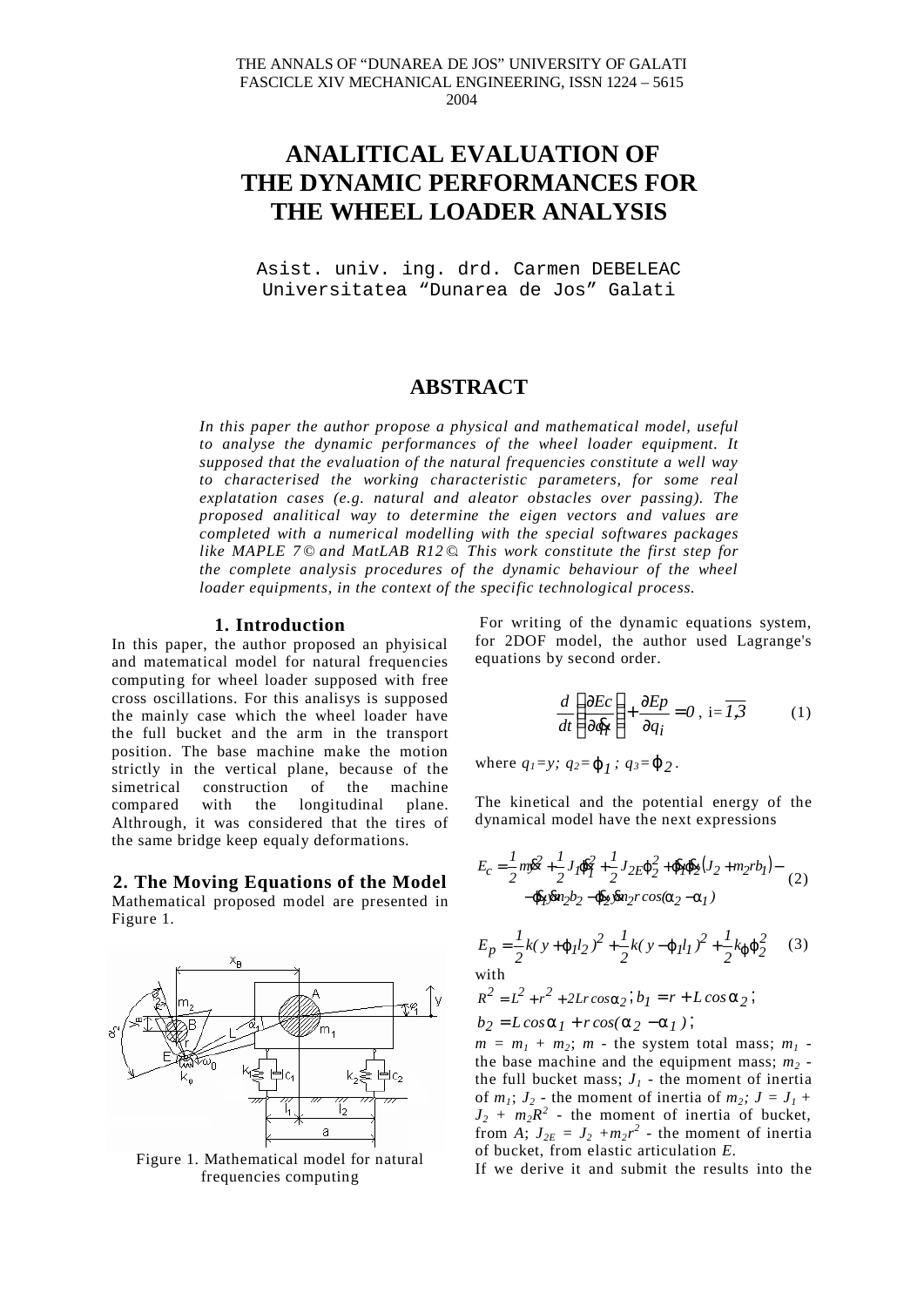THE ANNALS OF "DUNAREA DE JOS" UNIVERSITY OF GALATI
FASCICLE XIV MECHANICAL ENGINEERING, ISSN 1224 – 5615
2004

# ANALITICAL EVALUATION OF THE DYNAMIC PERFORMANCES FOR THE WHEEL LOADER ANALYSIS

Asist. univ. ing. drd. Carmen DEBELEAC
Universitatea "Dunarea de Jos" Galati

## ABSTRACT

*In this paper the author propose a physical and mathematical model, useful to analyse the dynamic performances of the wheel loader equipment. It supposed that the evaluation of the natural frequencies constitute a well way to characterised the working characteristic parameters, for some real explatation cases (e.g. natural and aleator obstacles over passing). The proposed analitical way to determine the eigen vectors and values are completed with a numerical modelling with the special softwares packages like MAPLE 7© and MatLAB R12©. This work constitute the first step for the complete analysis procedures of the dynamic behaviour of the wheel loader equipments, in the context of the specific technological process.*

## 1. Introduction

In this paper, the author proposed an phyisical and matematical model for natural frequencies computing for wheel loader supposed with free cross oscillations. For this analisys is supposed the mainly case which the wheel loader have the full bucket and the arm in the transport position. The base machine make the motion strictly in the vertical plane, because of the simetrical construction of the machine compared with the longitudinal plane. Althrough, it was considered that the tires of the same bridge keep equaly deformations.

## 2. The Moving Equations of the Model

Mathematical proposed model are presented in Figure 1.

Figure 1. Mathematical model for natural frequencies computing

For writing of the dynamic equations system, for 2DOF model, the author used Lagrange's equations by second order.

$$\frac{d}{dt}\left(\frac{\partial Ec}{\partial \dot{q}_i}\right)+\frac{\partial Ep}{\partial q_i}=0\,,\ \mathrm{i}=\overline{1,3} \tag{1}$$

where $q_1=y$; $q_2=\varphi_1$; $q_3=\varphi_2$.

The kinetical and the potential energy of the dynamical model have the next expressions

$$E_c=\frac{1}{2}m\dot{y}^2+\frac{1}{2}J_1\dot{\varphi}_1^2+\frac{1}{2}J_{2E}\dot{\varphi}_2^2+\dot{\varphi}_1\dot{\varphi}_2\left(J_2+m_2rb_1\right)-$$
$$-\dot{\varphi}_1\dot{y}m_2b_2-\dot{\varphi}_2\dot{y}m_2r\cos(\alpha_2-\alpha_1) \tag{2}$$

$$E_p=\frac{1}{2}k(y+\varphi_1 l_2)^2+\frac{1}{2}k(y-\varphi_1 l_1)^2+\frac{1}{2}k_\varphi\varphi_2^2 \tag{3}$$

with

$R^2=L^2+r^2+2Lr\cos\alpha_2$; $b_1=r+L\cos\alpha_2$;

$b_2=L\cos\alpha_1+r\cos(\alpha_2-\alpha_1)$;

$m=m_1+m_2$; $m$ - the system total mass; $m_1$ - the base machine and the equipment mass; $m_2$ - the full bucket mass; $J_1$ - the moment of inertia of $m_1$; $J_2$ - the moment of inertia of $m_2$; $J=J_1+J_2+m_2R^2$ - the moment of inertia of bucket, from $A$; $J_{2E}=J_2+m_2r^2$ - the moment of inertia of bucket, from elastic articulation $E$.

If we derive it and submit the results into the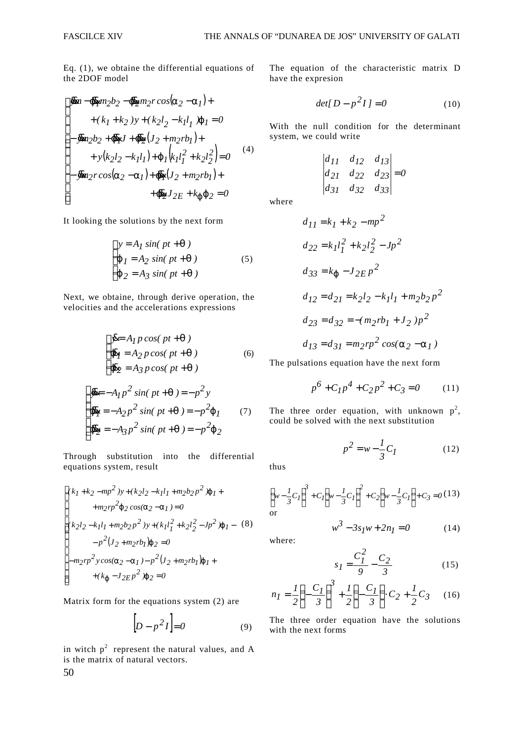Eq. (1), we obtaine the differential equations of the 2DOF model

$$\begin{cases} \ddot{y}m - \ddot{\varphi}_1 m_2 b_2 - \ddot{\varphi}_2 m_2 r \cos(\alpha_2 - \alpha_1) + \\ \quad + (k_1 + k_2)y + (k_2 l_2 - k_1 l_1)\varphi_1 = 0 \\ -\ddot{y}m_2 b_2 + \ddot{\varphi}_1 J + \ddot{\varphi}_2 (J_2 + m_2 r b_1) + \\ \quad + y(k_2 l_2 - k_1 l_1) + \varphi_1 (k_1 l_1^2 + k_2 l_2^2) = 0 \\ -\ddot{y}m_2 r \cos(\alpha_2 - \alpha_1) + \ddot{\varphi}_1 (J_2 + m_2 r b_1) + \\ \quad + \ddot{\varphi}_2 J_{2E} + k_\varphi \varphi_2 = 0 \end{cases} \tag{4}$$

It looking the solutions by the next form

$$\begin{cases} y = A_1 \sin(pt + \theta) \\ \varphi_1 = A_2 \sin(pt + \theta) \\ \varphi_2 = A_3 \sin(pt + \theta) \end{cases} \tag{5}$$

Next, we obtaine, through derive operation, the velocities and the accelerations expressions

$$\begin{cases} \dot{y} = A_1 p \cos(pt + \theta) \\ \dot{\varphi}_1 = A_2 p \cos(pt + \theta) \\ \dot{\varphi}_2 = A_3 p \cos(pt + \theta) \end{cases} \tag{6}$$

$$\begin{cases} \ddot{y} = -A_1 p^2 \sin(pt + \theta) = -p^2 y \\ \ddot{\varphi}_1 = -A_2 p^2 \sin(pt + \theta) = -p^2 \varphi_1 \\ \ddot{\varphi}_2 = -A_3 p^2 \sin(pt + \theta) = -p^2 \varphi_2 \end{cases} \tag{7}$$

Through substitution into the differential equations system, result

$$\begin{cases} (k_1 + k_2 - mp^2)y + (k_2 l_2 - k_1 l_1 + m_2 b_2 p^2)\varphi_1 + \\ \quad + m_2 r p^2 \varphi_2 \cos(\alpha_2 - \alpha_1) = 0 \\ (k_2 l_2 - k_1 l_1 + m_2 b_2 p^2)y + (k_1 l_1^2 + k_2 l_2^2 - Jp^2)\varphi_1 - \\ \quad - p^2 (J_2 + m_2 r b_1)\varphi_2 = 0 \\ -m_2 r p^2 y \cos(\alpha_2 - \alpha_1) - p^2 (J_2 + m_2 r b_1)\varphi_1 + \\ \quad + (k_\varphi - J_{2E} p^2)\varphi_2 = 0 \end{cases} \tag{8}$$

Matrix form for the equations system (2) are

$$\left[ D - p^2 I \right] = 0 \tag{9}$$

in witch $p^2$ represent the natural values, and A is the matrix of natural vectors.

The equation of the characteristic matrix D have the expresion

$$\det[D - p^2 I] = 0 \tag{10}$$

With the null condition for the determinant system, we could write

$$\begin{vmatrix} d_{11} & d_{12} & d_{13} \\ d_{21} & d_{22} & d_{23} \\ d_{31} & d_{32} & d_{33} \end{vmatrix} = 0$$

where

$$d_{11} = k_1 + k_2 - mp^2$$

$$d_{22} = k_1 l_1^2 + k_2 l_2^2 - Jp^2$$

$$d_{33} = k_\varphi - J_{2E} p^2$$

$$d_{12} = d_{21} = k_2 l_2 - k_1 l_1 + m_2 b_2 p^2$$

$$d_{23} = d_{32} = -(m_2 r b_1 + J_2) p^2$$

$$d_{13} = d_{31} = m_2 r p^2 \cos(\alpha_2 - \alpha_1)$$

The pulsations equation have the next form

$$p^6 + C_1 p^4 + C_2 p^2 + C_3 = 0 \tag{11}$$

The three order equation, with unknown $p^2$, could be solved with the next substitution

$$p^2 = w - \frac{1}{3} C_1 \tag{12}$$

thus

$$\left( w - \frac{1}{3} C_1 \right)^3 + C_1 \left( w - \frac{1}{3} C_1 \right)^2 + C_2 \left( w - \frac{1}{3} C_1 \right) + C_3 = 0 \tag{13}$$

or

$$w^3 - 3 s_1 w + 2 n_1 = 0 \tag{14}$$

where:

$$s_1 = \frac{C_1^2}{9} - \frac{C_2}{3} \tag{15}$$

$$n_1 = \frac{1}{2} \left( -\frac{C_1}{3} \right)^3 + \frac{1}{2} \left( -\frac{C_1}{3} \right) \cdot C_2 + \frac{1}{2} C_3 \tag{16}$$

The three order equation have the solutions with the next forms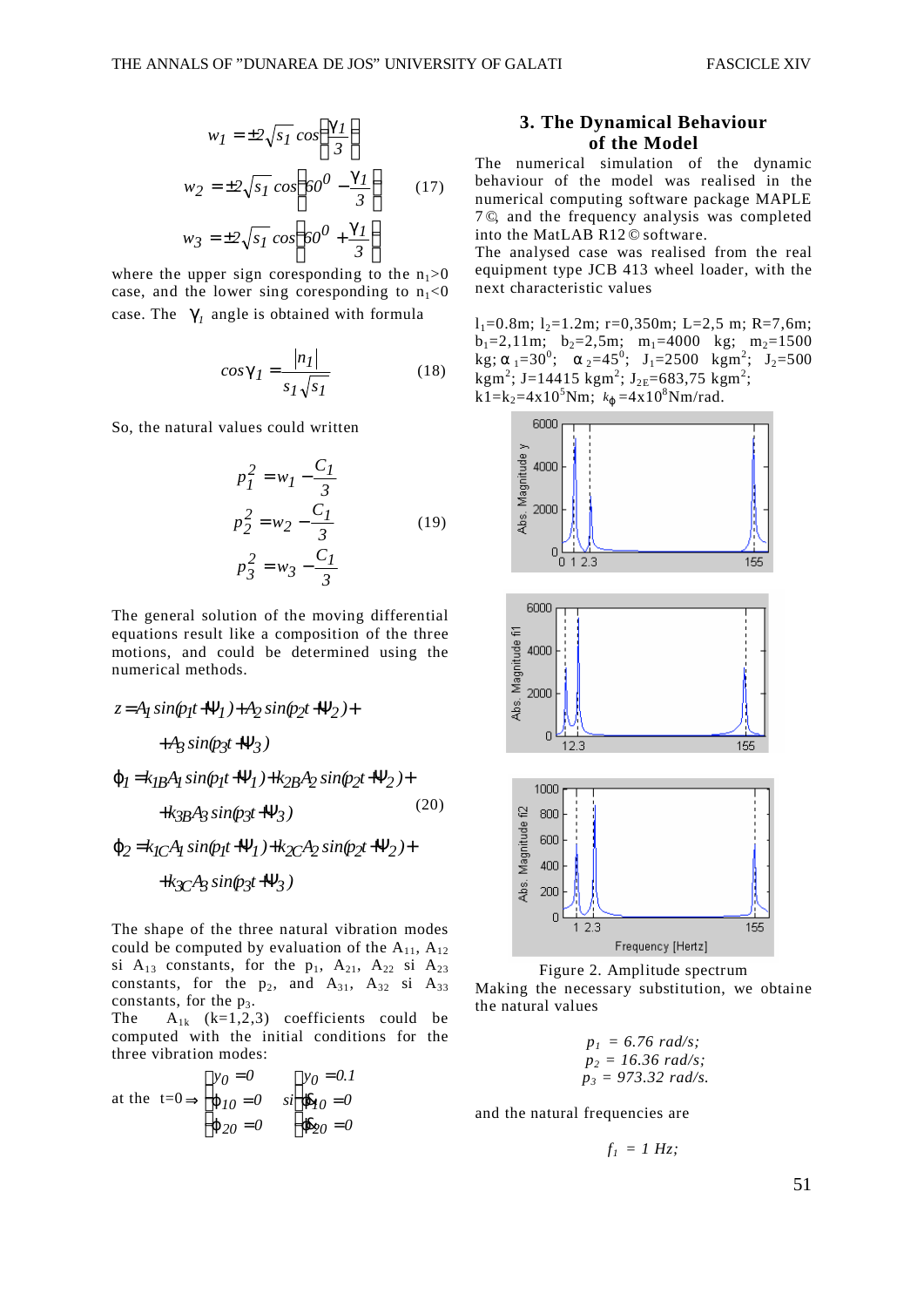$$w_1 = \pm 2\sqrt{s_1}\cos\left(\frac{\gamma_1}{3}\right)$$

$$w_2 = \pm 2\sqrt{s_1}\cos\left(60^0 - \frac{\gamma_1}{3}\right) \tag{17}$$

$$w_3 = \pm 2\sqrt{s_1}\cos\left(60^0 + \frac{\gamma_1}{3}\right)$$

where the upper sign coresponding to the $n_1>0$ case, and the lower sing coresponding to $n_1<0$ case. The $\gamma_1$ angle is obtained with formula

$$\cos\gamma_1 = \frac{|n_1|}{s_1\sqrt{s_1}} \tag{18}$$

So, the natural values could written

$$p_1^2 = w_1 - \frac{C_1}{3}$$

$$p_2^2 = w_2 - \frac{C_1}{3} \tag{19}$$

$$p_3^2 = w_3 - \frac{C_1}{3}$$

The general solution of the moving differential equations result like a composition of the three motions, and could be determined using the numerical methods.

$$z = A_1\sin(p_1t+\psi_1) + A_2\sin(p_2t+\psi_2) + A_3\sin(p_3t+\psi_3)$$

$$\varphi_1 = k_{1B}A_1\sin(p_1t+\psi_1) + k_{2B}A_2\sin(p_2t+\psi_2) + k_{3B}A_3\sin(p_3t+\psi_3) \tag{20}$$

$$\varphi_2 = k_{1C}A_1\sin(p_1t+\psi_1) + k_{2C}A_2\sin(p_2t+\psi_2) + k_{3C}A_3\sin(p_3t+\psi_3)$$

The shape of the three natural vibration modes could be computed by evaluation of the $A_{11}$, $A_{12}$ si $A_{13}$ constants, for the $p_1$, $A_{21}$, $A_{22}$ si $A_{23}$ constants, for the $p_2$, and $A_{31}$, $A_{32}$ si $A_{33}$ constants, for the $p_3$.

The $A_{1k}$ (k=1,2,3) coefficients could be computed with the initial conditions for the three vibration modes:

at the t=0 $\Rightarrow \begin{cases} y_0 = 0 \\ \varphi_{10} = 0 \\ \varphi_{20} = 0 \end{cases}$ si $\begin{cases} \dot{y}_0 = 0.1 \\ \dot{\varphi}_{10} = 0 \\ \dot{\varphi}_{20} = 0 \end{cases}$

## 3. The Dynamical Behaviour of the Model

The numerical simulation of the dynamic behaviour of the model was realised in the numerical computing software package MAPLE 7©, and the frequency analysis was completed into the MatLAB R12© software.

The analysed case was realised from the real equipment type JCB 413 wheel loader, with the next characteristic values

$l_1$=0.8m; $l_2$=1.2m; r=0,350m; L=2,5 m; R=7,6m; $b_1$=2,11m; $b_2$=2,5m; $m_1$=4000 kg; $m_2$=1500 kg; $\alpha_1=30^0$; $\alpha_2=45^0$; $J_1$=2500 kgm$^2$; $J_2$=500 kgm$^2$; J=14415 kgm$^2$; $J_{2E}$=683,75 kgm$^2$; k1=$k_2$=4x10$^5$Nm; $k_\varphi$=4x10$^8$Nm/rad.

Figure 2. Amplitude spectrum

Making the necessary substitution, we obtaine the natural values

$p_1$ = 6.76 rad/s;
$p_2$ = 16.36 rad/s;
$p_3$ = 973.32 rad/s.

and the natural frequencies are

$f_1$ = 1 Hz;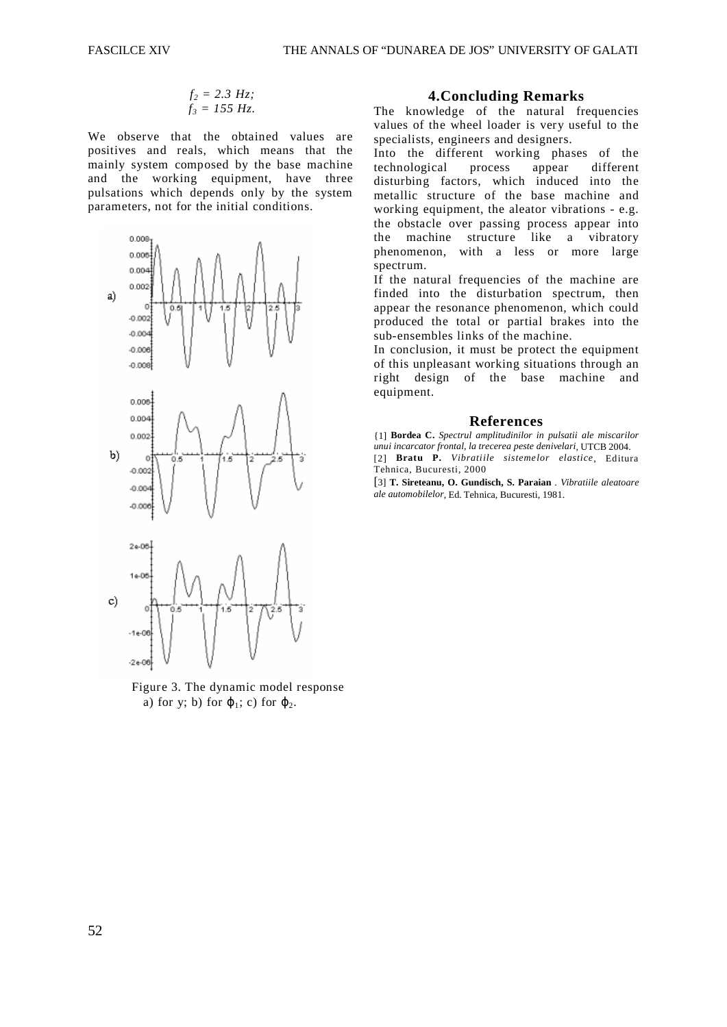$f_2 = 2.3\ Hz;$
$f_3 = 155\ Hz.$

We observe that the obtained values are positives and reals, which means that the mainly system composed by the base machine and the working equipment, have three pulsations which depends only by the system parameters, not for the initial conditions.

a)
0.008
0.006
0.004
0.002
0
-0.002
-0.004
-0.006
-0.008
0.5 1 1.5 2 2.5 3

b)
0.006
0.004
0.002
0
-0.002
-0.004
-0.006
0.5 1 1.5 2 2.5 3

c)
2e-06
1e-06
0
-1e-06
-2e-06
0.5 1 1.5 2 2.5 3

Figure 3. The dynamic model response a) for y; b) for $\varphi_1$; c) for $\varphi_2$.

## 4.Concluding Remarks

The knowledge of the natural frequencies values of the wheel loader is very useful to the specialists, engineers and designers.

Into the different working phases of the technological process appear different disturbing factors, which induced into the metallic structure of the base machine and working equipment, the aleator vibrations - e.g. the obstacle over passing process appear into the machine structure like a vibratory phenomenon, with a less or more large spectrum.

If the natural frequencies of the machine are finded into the disturbation spectrum, then appear the resonance phenomenon, which could produced the total or partial brakes into the sub-ensembles links of the machine.

In conclusion, it must be protect the equipment of this unpleasant working situations through an right design of the base machine and equipment.

## References

{1] **Bordea C.** *Spectrul amplitudinilor in pulsatii ale miscarilor unui incarcator frontal, la trecerea peste denivelari*, UTCB 2004.

[2] **Bratu P.** *Vibratiile sistemelor elastice*, Editura Tehnica, Bucuresti, 2000

[3] **T. Sireteanu, O. Gundisch, S. Paraian** . *Vibratiile aleatoare ale automobilelor*, Ed. Tehnica, Bucuresti, 1981.